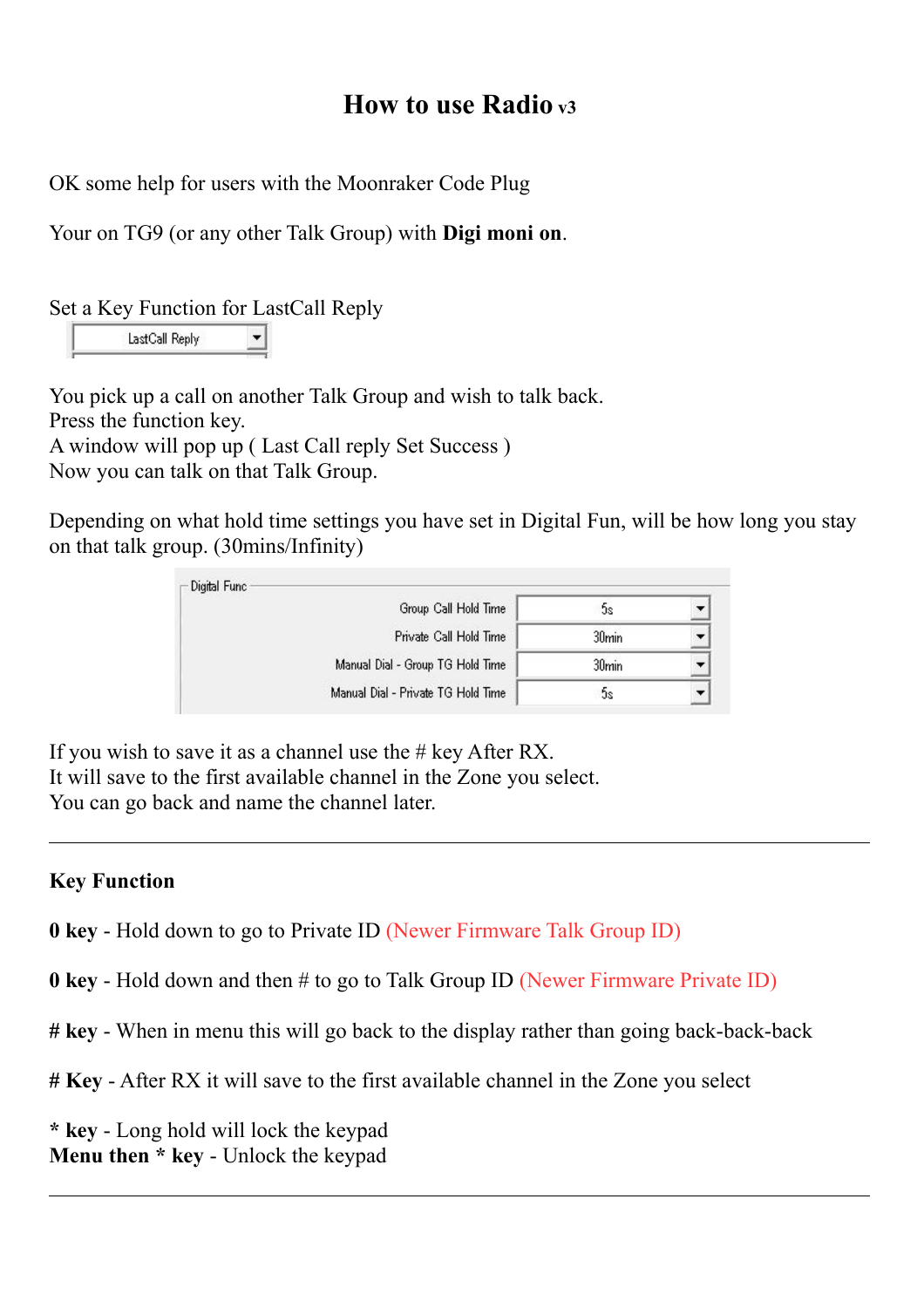# How to use Radio v3

OK some help for users with the Moonraker Code Plug

Your on TG9 (or any other Talk Group) with **Digi moni on**.

Set a Key Function for LastCall Reply

LastCall Reply

You pick up a call on another Talk Group and wish to talk back.
Press the function key.
A window will pop up ( Last Call reply Set Success )
Now you can talk on that Talk Group.

Depending on what hold time settings you have set in Digital Fun, will be how long you stay on that talk group. (30mins/Infinity)

| Digital Func | |
|---|---|
| Group Call Hold Time | 5s |
| Private Call Hold Time | 30min |
| Manual Dial - Group TG Hold Time | 30min |
| Manual Dial - Private TG Hold Time | 5s |

If you wish to save it as a channel use the # key After RX.
It will save to the first available channel in the Zone you select.
You can go back and name the channel later.

---

**Key Function**

**0 key** - Hold down to go to Private ID (Newer Firmware Talk Group ID)

**0 key** - Hold down and then # to go to Talk Group ID (Newer Firmware Private ID)

**# key** - When in menu this will go back to the display rather than going back-back-back

**# Key** - After RX it will save to the first available channel in the Zone you select

**\* key** - Long hold will lock the keypad
**Menu then * key** - Unlock the keypad

---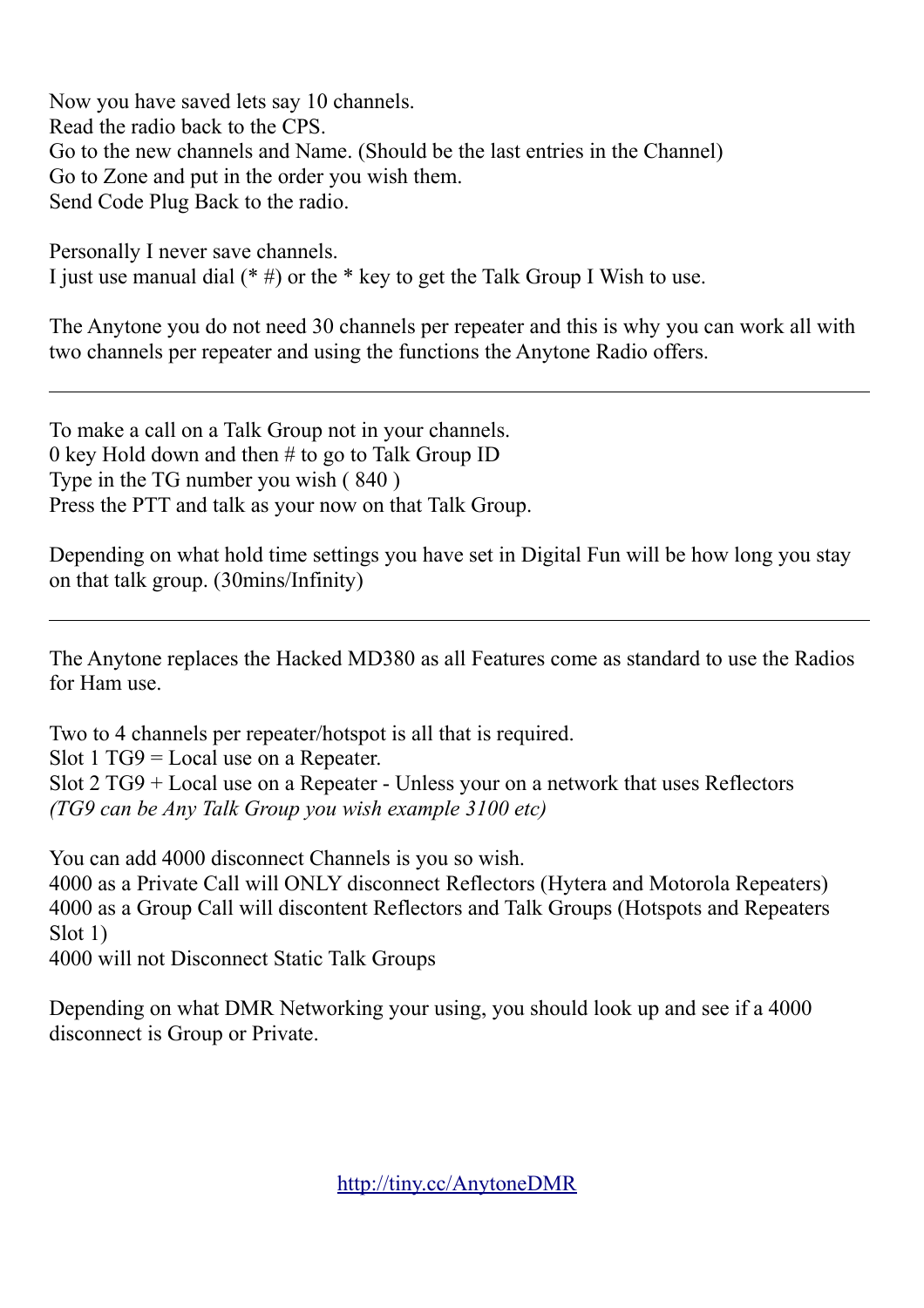Now you have saved lets say 10 channels.
Read the radio back to the CPS.
Go to the new channels and Name. (Should be the last entries in the Channel)
Go to Zone and put in the order you wish them.
Send Code Plug Back to the radio.

Personally I never save channels.
I just use manual dial (* #) or the * key to get the Talk Group I Wish to use.

The Anytone you do not need 30 channels per repeater and this is why you can work all with two channels per repeater and using the functions the Anytone Radio offers.

---

To make a call on a Talk Group not in your channels.
0 key Hold down and then # to go to Talk Group ID
Type in the TG number you wish ( 840 )
Press the PTT and talk as your now on that Talk Group.

Depending on what hold time settings you have set in Digital Fun will be how long you stay on that talk group. (30mins/Infinity)

---

The Anytone replaces the Hacked MD380 as all Features come as standard to use the Radios for Ham use.

Two to 4 channels per repeater/hotspot is all that is required.
Slot 1 TG9 = Local use on a Repeater.
Slot 2 TG9 + Local use on a Repeater - Unless your on a network that uses Reflectors
*(TG9 can be Any Talk Group you wish example 3100 etc)*

You can add 4000 disconnect Channels is you so wish.
4000 as a Private Call will ONLY disconnect Reflectors (Hytera and Motorola Repeaters)
4000 as a Group Call will discontent Reflectors and Talk Groups (Hotspots and Repeaters Slot 1)
4000 will not Disconnect Static Talk Groups

Depending on what DMR Networking your using, you should look up and see if a 4000 disconnect is Group or Private.

[http://tiny.cc/AnytoneDMR](http://tiny.cc/AnytoneDMR)